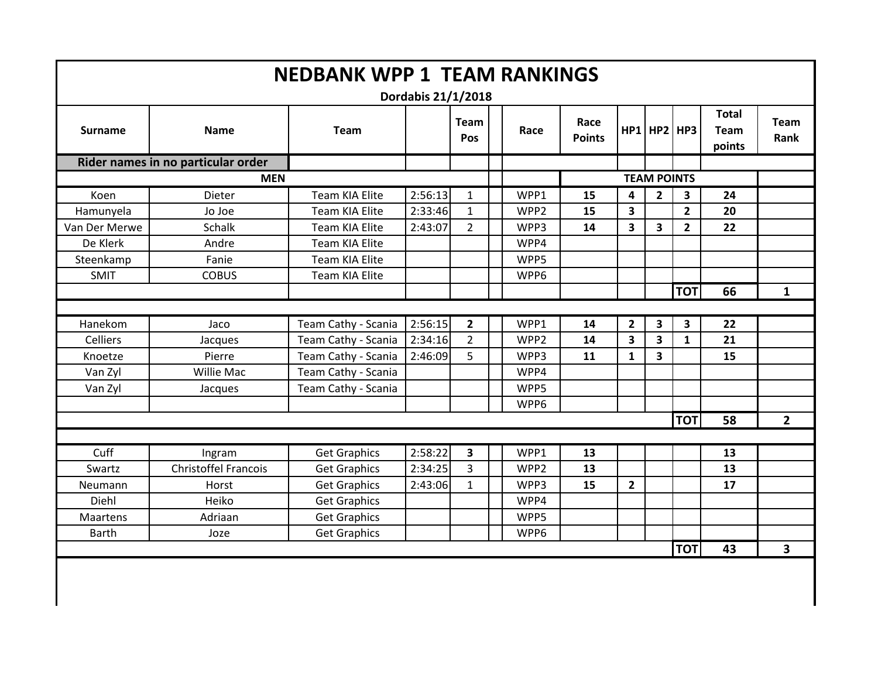# NEDBANK WPP 1 TEAM RANKINGS

**Dordabis 21/1/2018**

| Surname | Name | Team | | Team Pos | | Race | Race Points | HP1 | HP2 | HP3 | Total Team points | Team Rank |
|---|---|---|---|---|---|---|---|---|---|---|---|---|
| **Rider names in no particular order** | | | | | | | | | | | | |
| **MEN** | | | | | | | **TEAM POINTS** | | | | | |
| Koen | Dieter | Team KIA Elite | 2:56:13 | 1 | | WPP1 | **15** | **4** | **2** | **3** | **24** | |
| Hamunyela | Jo Joe | Team KIA Elite | 2:33:46 | 1 | | WPP2 | **15** | **3** | | **2** | **20** | |
| Van Der Merwe | Schalk | Team KIA Elite | 2:43:07 | 2 | | WPP3 | **14** | **3** | **3** | **2** | **22** | |
| De Klerk | Andre | Team KIA Elite | | | | WPP4 | | | | | | |
| Steenkamp | Fanie | Team KIA Elite | | | | WPP5 | | | | | | |
| SMIT | COBUS | Team KIA Elite | | | | WPP6 | | | | | | |
| | | | | | | | | | | **TOT** | **66** | **1** |
| | | | | | | | | | | | | |
| Hanekom | Jaco | Team Cathy - Scania | 2:56:15 | **2** | | WPP1 | **14** | **2** | **3** | **3** | **22** | |
| Celliers | Jacques | Team Cathy - Scania | 2:34:16 | 2 | | WPP2 | **14** | **3** | **3** | **1** | **21** | |
| Knoetze | Pierre | Team Cathy - Scania | 2:46:09 | 5 | | WPP3 | **11** | **1** | **3** | | **15** | |
| Van Zyl | Willie Mac | Team Cathy - Scania | | | | WPP4 | | | | | | |
| Van Zyl | Jacques | Team Cathy - Scania | | | | WPP5 | | | | | | |
| | | | | | | WPP6 | | | | | | |
| | | | | | | | | | | **TOT** | **58** | **2** |
| | | | | | | | | | | | | |
| Cuff | Ingram | Get Graphics | 2:58:22 | **3** | | WPP1 | **13** | | | | **13** | |
| Swartz | Christoffel Francois | Get Graphics | 2:34:25 | 3 | | WPP2 | **13** | | | | **13** | |
| Neumann | Horst | Get Graphics | 2:43:06 | 1 | | WPP3 | **15** | **2** | | | **17** | |
| Diehl | Heiko | Get Graphics | | | | WPP4 | | | | | | |
| Maartens | Adriaan | Get Graphics | | | | WPP5 | | | | | | |
| Barth | Joze | Get Graphics | | | | WPP6 | | | | | | |
| | | | | | | | | | | **TOT** | **43** | **3** |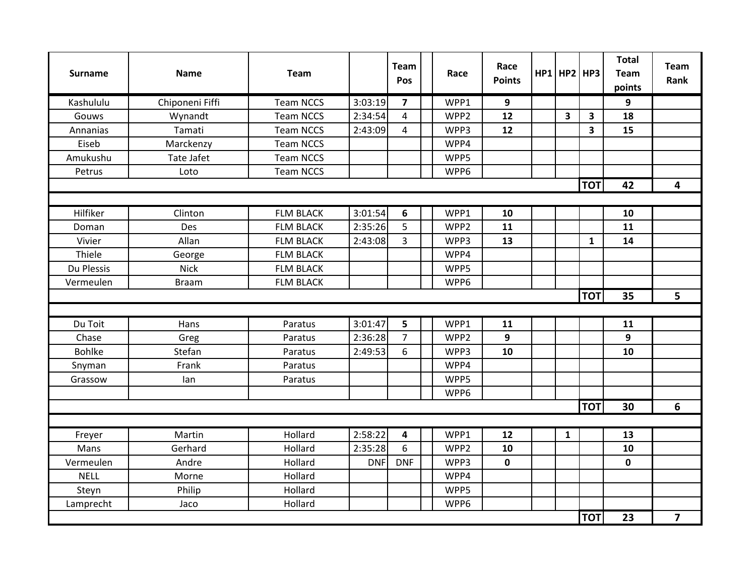| Surname | Name | Team | | Team Pos | | Race | Race Points | HP1 | HP2 | HP3 | Total Team points | Team Rank |
|---|---|---|---|---|---|---|---|---|---|---|---|---|
| Kashululu | Chiponeni Fiffi | Team NCCS | 3:03:19 | **7** | | WPP1 | **9** | | | | **9** | |
| Gouws | Wynandt | Team NCCS | 2:34:54 | 4 | | WPP2 | **12** | | **3** | **3** | **18** | |
| Annanias | Tamati | Team NCCS | 2:43:09 | 4 | | WPP3 | **12** | | | **3** | **15** | |
| Eiseb | Marckenzy | Team NCCS | | | | WPP4 | | | | | | |
| Amukushu | Tate Jafet | Team NCCS | | | | WPP5 | | | | | | |
| Petrus | Loto | Team NCCS | | | | WPP6 | | | | | | |
| | | | | | | | | | | **TOT** | **42** | **4** |
| | | | | | | | | | | | | |
| Hilfiker | Clinton | FLM BLACK | 3:01:54 | **6** | | WPP1 | **10** | | | | **10** | |
| Doman | Des | FLM BLACK | 2:35:26 | 5 | | WPP2 | **11** | | | | **11** | |
| Vivier | Allan | FLM BLACK | 2:43:08 | 3 | | WPP3 | **13** | | | **1** | **14** | |
| Thiele | George | FLM BLACK | | | | WPP4 | | | | | | |
| Du Plessis | Nick | FLM BLACK | | | | WPP5 | | | | | | |
| Vermeulen | Braam | FLM BLACK | | | | WPP6 | | | | | | |
| | | | | | | | | | | **TOT** | **35** | **5** |
| | | | | | | | | | | | | |
| Du Toit | Hans | Paratus | 3:01:47 | **5** | | WPP1 | **11** | | | | **11** | |
| Chase | Greg | Paratus | 2:36:28 | 7 | | WPP2 | **9** | | | | **9** | |
| Bohlke | Stefan | Paratus | 2:49:53 | 6 | | WPP3 | **10** | | | | **10** | |
| Snyman | Frank | Paratus | | | | WPP4 | | | | | | |
| Grassow | Ian | Paratus | | | | WPP5 | | | | | | |
| | | | | | | WPP6 | | | | | | |
| | | | | | | | | | | **TOT** | **30** | **6** |
| | | | | | | | | | | | | |
| Freyer | Martin | Hollard | 2:58:22 | **4** | | WPP1 | **12** | | **1** | | **13** | |
| Mans | Gerhard | Hollard | 2:35:28 | 6 | | WPP2 | **10** | | | | **10** | |
| Vermeulen | Andre | Hollard | DNF | DNF | | WPP3 | **0** | | | | **0** | |
| NELL | Morne | Hollard | | | | WPP4 | | | | | | |
| Steyn | Philip | Hollard | | | | WPP5 | | | | | | |
| Lamprecht | Jaco | Hollard | | | | WPP6 | | | | | | |
| | | | | | | | | | | **TOT** | **23** | **7** |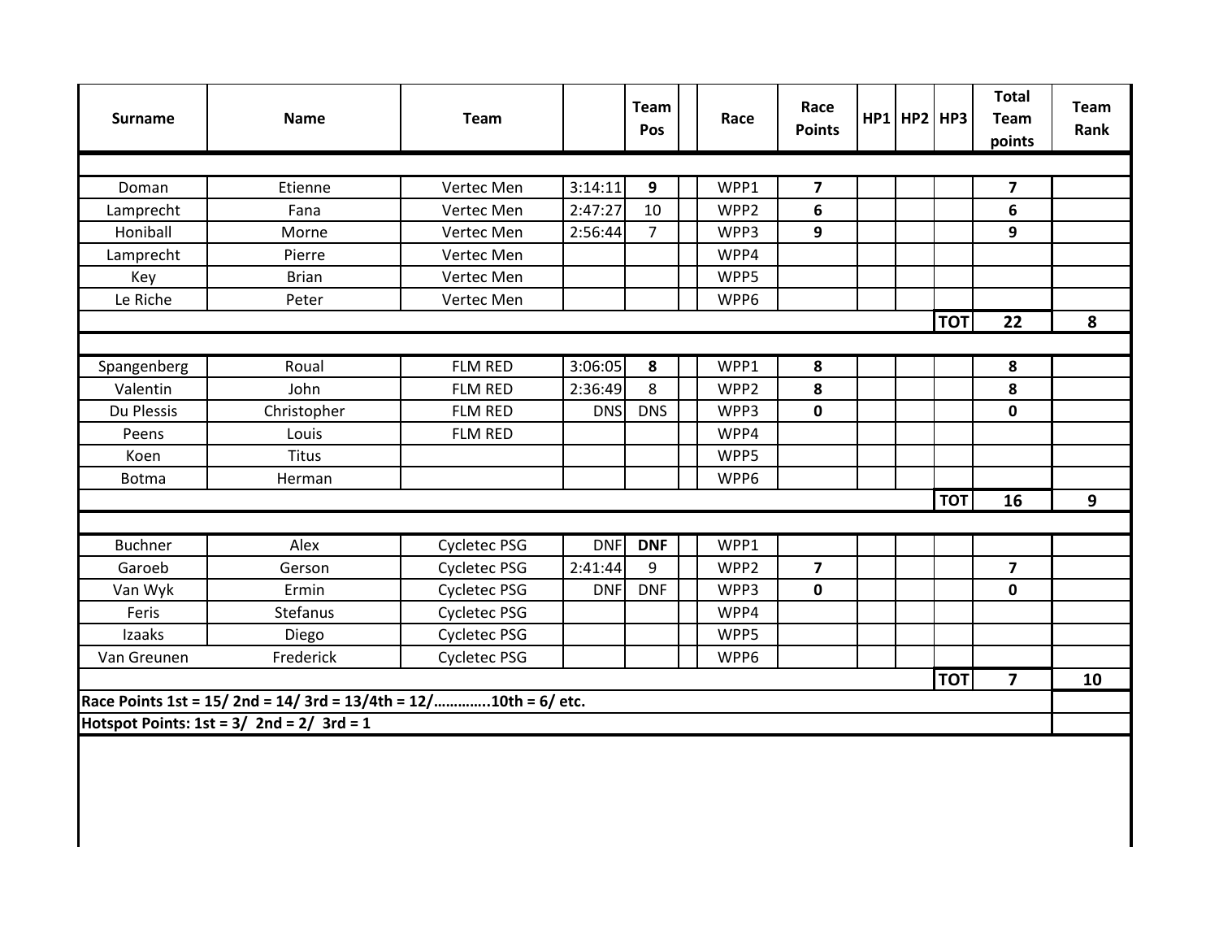| Surname | Name | Team | | Team Pos | | Race | Race Points | HP1 | HP2 | HP3 | Total Team points | Team Rank |
|---|---|---|---|---|---|---|---|---|---|---|---|---|
| | | | | | | | | | | | | |
| Doman | Etienne | Vertec Men | 3:14:11 | **9** | | WPP1 | **7** | | | | **7** | |
| Lamprecht | Fana | Vertec Men | 2:47:27 | 10 | | WPP2 | **6** | | | | **6** | |
| Honiball | Morne | Vertec Men | 2:56:44 | 7 | | WPP3 | **9** | | | | **9** | |
| Lamprecht | Pierre | Vertec Men | | | | WPP4 | | | | | | |
| Key | Brian | Vertec Men | | | | WPP5 | | | | | | |
| Le Riche | Peter | Vertec Men | | | | WPP6 | | | | | | |
| | | | | | | | | | | **TOT** | **22** | **8** |
| | | | | | | | | | | | | |
| Spangenberg | Roual | FLM RED | 3:06:05 | **8** | | WPP1 | **8** | | | | **8** | |
| Valentin | John | FLM RED | 2:36:49 | 8 | | WPP2 | **8** | | | | **8** | |
| Du Plessis | Christopher | FLM RED | DNS | DNS | | WPP3 | **0** | | | | **0** | |
| Peens | Louis | FLM RED | | | | WPP4 | | | | | | |
| Koen | Titus | | | | | WPP5 | | | | | | |
| Botma | Herman | | | | | WPP6 | | | | | | |
| | | | | | | | | | | **TOT** | **16** | **9** |
| | | | | | | | | | | | | |
| Buchner | Alex | Cycletec PSG | DNF | **DNF** | | WPP1 | | | | | | |
| Garoeb | Gerson | Cycletec PSG | 2:41:44 | 9 | | WPP2 | **7** | | | | **7** | |
| Van Wyk | Ermin | Cycletec PSG | DNF | DNF | | WPP3 | **0** | | | | **0** | |
| Feris | Stefanus | Cycletec PSG | | | | WPP4 | | | | | | |
| Izaaks | Diego | Cycletec PSG | | | | WPP5 | | | | | | |
| Van Greunen | Frederick | Cycletec PSG | | | | WPP6 | | | | | | |
| | | | | | | | | | | **TOT** | **7** | **10** |

**Race Points 1st = 15/ 2nd = 14/ 3rd = 13/4th = 12/…………..10th = 6/ etc.**

**Hotspot Points: 1st = 3/ 2nd = 2/ 3rd = 1**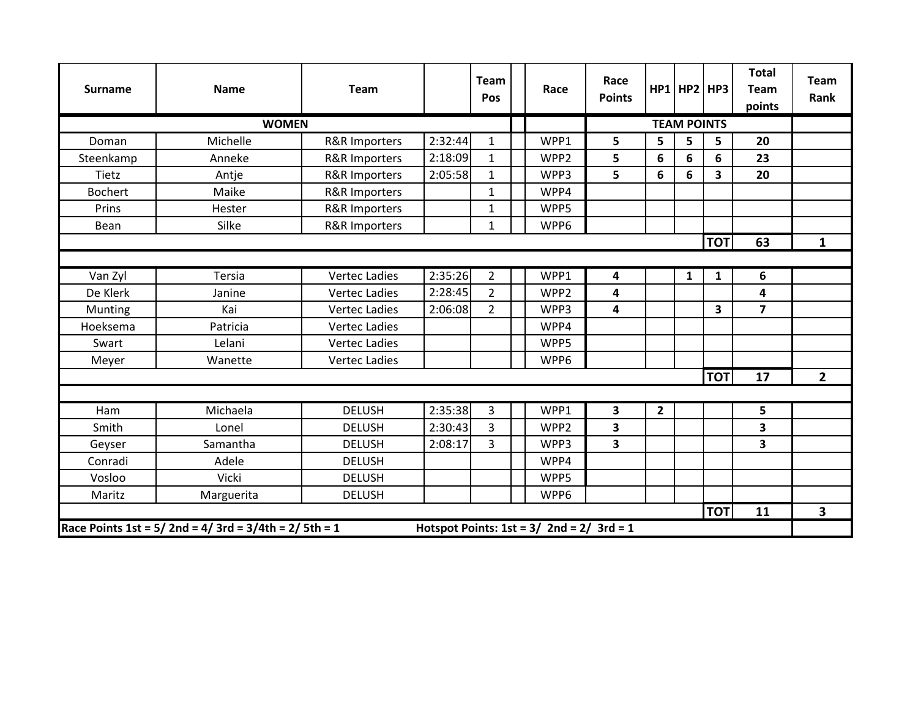| Surname | Name | Team | | Team Pos | | Race | Race Points | HP1 | HP2 | HP3 | Total Team points | Team Rank |
|---|---|---|---|---|---|---|---|---|---|---|---|---|
| **WOMEN** | | | | | | | **TEAM POINTS** | | | | | |
| Doman | Michelle | R&R Importers | 2:32:44 | 1 | | WPP1 | **5** | **5** | **5** | **5** | **20** | |
| Steenkamp | Anneke | R&R Importers | 2:18:09 | 1 | | WPP2 | **5** | **6** | **6** | **6** | **23** | |
| Tietz | Antje | R&R Importers | 2:05:58 | 1 | | WPP3 | **5** | **6** | **6** | **3** | **20** | |
| Bochert | Maike | R&R Importers | | 1 | | WPP4 | | | | | | |
| Prins | Hester | R&R Importers | | 1 | | WPP5 | | | | | | |
| Bean | Silke | R&R Importers | | 1 | | WPP6 | | | | | | |
| | | | | | | | | | | **TOT** | **63** | **1** |
| | | | | | | | | | | | | |
| Van Zyl | Tersia | Vertec Ladies | 2:35:26 | 2 | | WPP1 | **4** | | **1** | **1** | **6** | |
| De Klerk | Janine | Vertec Ladies | 2:28:45 | 2 | | WPP2 | **4** | | | | **4** | |
| Munting | Kai | Vertec Ladies | 2:06:08 | 2 | | WPP3 | **4** | | | **3** | **7** | |
| Hoeksema | Patricia | Vertec Ladies | | | | WPP4 | | | | | | |
| Swart | Lelani | Vertec Ladies | | | | WPP5 | | | | | | |
| Meyer | Wanette | Vertec Ladies | | | | WPP6 | | | | | | |
| | | | | | | | | | | **TOT** | **17** | **2** |
| | | | | | | | | | | | | |
| Ham | Michaela | DELUSH | 2:35:38 | 3 | | WPP1 | **3** | **2** | | | **5** | |
| Smith | Lonel | DELUSH | 2:30:43 | 3 | | WPP2 | **3** | | | | **3** | |
| Geyser | Samantha | DELUSH | 2:08:17 | 3 | | WPP3 | **3** | | | | **3** | |
| Conradi | Adele | DELUSH | | | | WPP4 | | | | | | |
| Vosloo | Vicki | DELUSH | | | | WPP5 | | | | | | |
| Maritz | Marguerita | DELUSH | | | | WPP6 | | | | | | |
| | | | | | | | | | | **TOT** | **11** | **3** |
| **Race Points 1st = 5/ 2nd = 4/ 3rd = 3/4th = 2/ 5th = 1** | | | | | | **Hotspot Points: 1st = 3/ 2nd = 2/ 3rd = 1** | | | | | | |